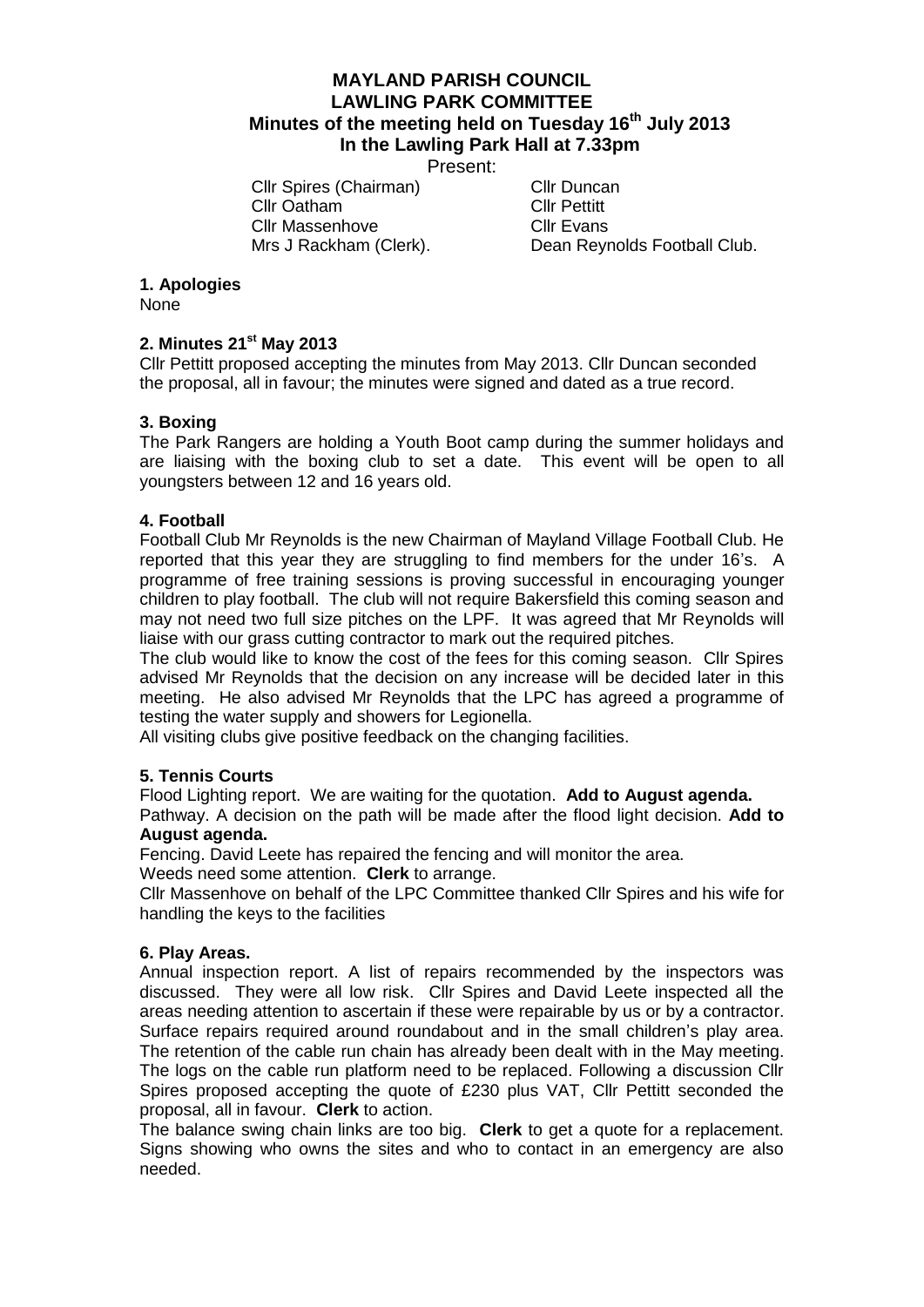# MAYLAND PARISH COUNCIL
## LAWLING PARK COMMITTEE
### Minutes of the meeting held on Tuesday 16th July 2013
### In the Lawling Park Hall at 7.33pm

Present:

| | |
|---|---|
| Cllr Spires (Chairman) | Cllr Duncan |
| Cllr Oatham | Cllr Pettitt |
| Cllr Massenhove | Cllr Evans |
| Mrs J Rackham (Clerk). | Dean Reynolds Football Club. |

**1. Apologies**

None

**2. Minutes 21st May 2013**

Cllr Pettitt proposed accepting the minutes from May 2013. Cllr Duncan seconded the proposal, all in favour; the minutes were signed and dated as a true record.

**3. Boxing**

The Park Rangers are holding a Youth Boot camp during the summer holidays and are liaising with the boxing club to set a date. This event will be open to all youngsters between 12 and 16 years old.

**4. Football**

Football Club Mr Reynolds is the new Chairman of Mayland Village Football Club. He reported that this year they are struggling to find members for the under 16's. A programme of free training sessions is proving successful in encouraging younger children to play football. The club will not require Bakersfield this coming season and may not need two full size pitches on the LPF. It was agreed that Mr Reynolds will liaise with our grass cutting contractor to mark out the required pitches.

The club would like to know the cost of the fees for this coming season. Cllr Spires advised Mr Reynolds that the decision on any increase will be decided later in this meeting. He also advised Mr Reynolds that the LPC has agreed a programme of testing the water supply and showers for Legionella.

All visiting clubs give positive feedback on the changing facilities.

**5. Tennis Courts**

Flood Lighting report. We are waiting for the quotation. **Add to August agenda.**

Pathway. A decision on the path will be made after the flood light decision. **Add to August agenda.**

Fencing. David Leete has repaired the fencing and will monitor the area.

Weeds need some attention. **Clerk** to arrange.

Cllr Massenhove on behalf of the LPC Committee thanked Cllr Spires and his wife for handling the keys to the facilities

**6. Play Areas.**

Annual inspection report. A list of repairs recommended by the inspectors was discussed. They were all low risk. Cllr Spires and David Leete inspected all the areas needing attention to ascertain if these were repairable by us or by a contractor. Surface repairs required around roundabout and in the small children's play area. The retention of the cable run chain has already been dealt with in the May meeting. The logs on the cable run platform need to be replaced. Following a discussion Cllr Spires proposed accepting the quote of £230 plus VAT, Cllr Pettitt seconded the proposal, all in favour. **Clerk** to action.

The balance swing chain links are too big. **Clerk** to get a quote for a replacement. Signs showing who owns the sites and who to contact in an emergency are also needed.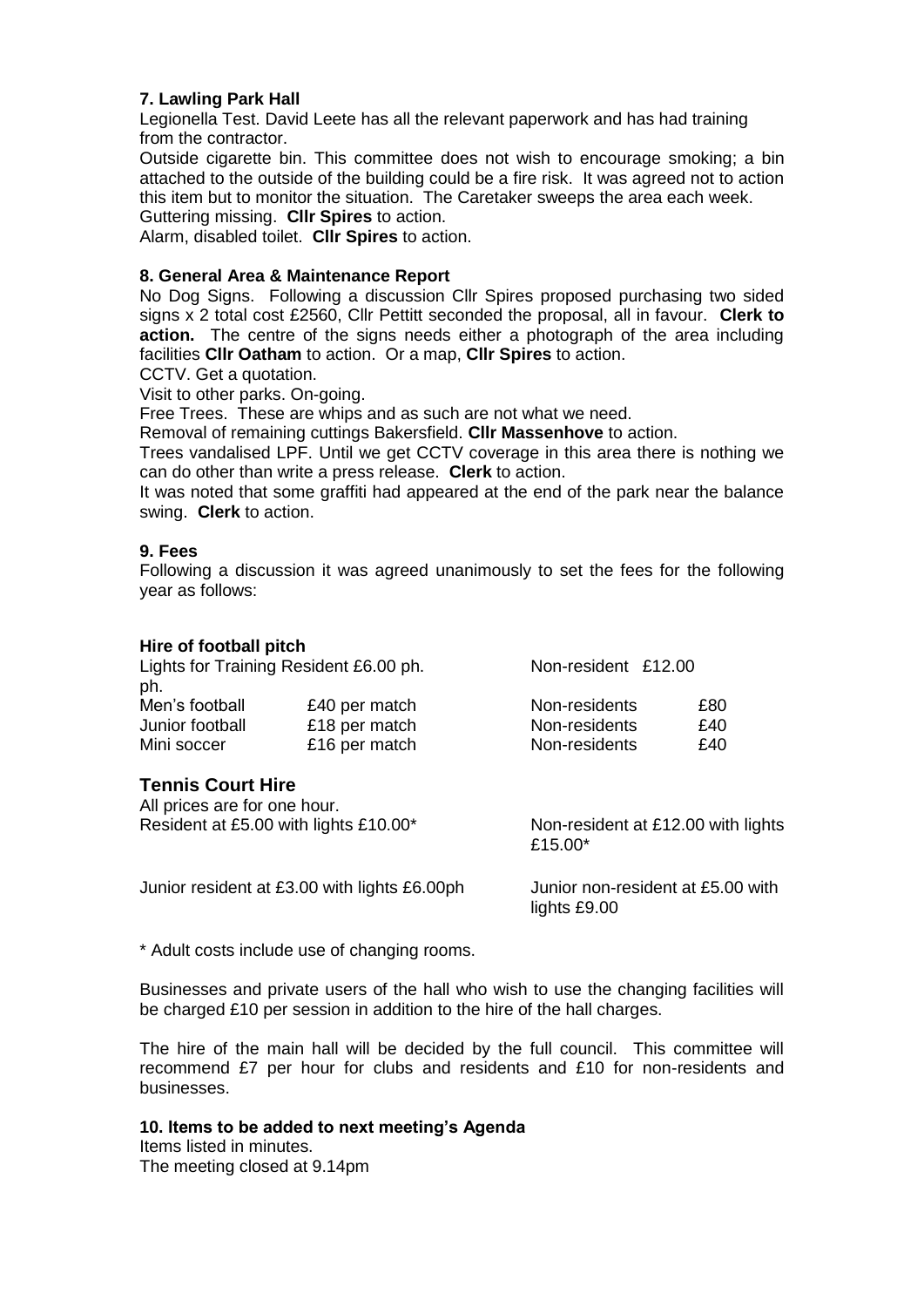**7. Lawling Park Hall**

Legionella Test. David Leete has all the relevant paperwork and has had training from the contractor.

Outside cigarette bin. This committee does not wish to encourage smoking; a bin attached to the outside of the building could be a fire risk. It was agreed not to action this item but to monitor the situation. The Caretaker sweeps the area each week.

Guttering missing. **Cllr Spires** to action.

Alarm, disabled toilet. **Cllr Spires** to action.

**8. General Area & Maintenance Report**

No Dog Signs. Following a discussion Cllr Spires proposed purchasing two sided signs x 2 total cost £2560, Cllr Pettitt seconded the proposal, all in favour. **Clerk to action.** The centre of the signs needs either a photograph of the area including facilities **Cllr Oatham** to action. Or a map, **Cllr Spires** to action.

CCTV. Get a quotation.

Visit to other parks. On-going.

Free Trees. These are whips and as such are not what we need.

Removal of remaining cuttings Bakersfield. **Cllr Massenhove** to action.

Trees vandalised LPF. Until we get CCTV coverage in this area there is nothing we can do other than write a press release. **Clerk** to action.

It was noted that some graffiti had appeared at the end of the park near the balance swing. **Clerk** to action.

**9. Fees**

Following a discussion it was agreed unanimously to set the fees for the following year as follows:

**Hire of football pitch**

| | | | |
|---|---|---|---|
| Lights for Training Resident £6.00 ph. | | Non-resident £12.00 ph. | |
| Men's football | £40 per match | Non-residents | £80 |
| Junior football | £18 per match | Non-residents | £40 |
| Mini soccer | £16 per match | Non-residents | £40 |

## Tennis Court Hire

All prices are for one hour.

| | |
|---|---|
| Resident at £5.00 with lights £10.00* | Non-resident at £12.00 with lights £15.00* |
| Junior resident at £3.00 with lights £6.00ph | Junior non-resident at £5.00 with lights £9.00 |

\* Adult costs include use of changing rooms.

Businesses and private users of the hall who wish to use the changing facilities will be charged £10 per session in addition to the hire of the hall charges.

The hire of the main hall will be decided by the full council. This committee will recommend £7 per hour for clubs and residents and £10 for non-residents and businesses.

**10. Items to be added to next meeting's Agenda**

Items listed in minutes.

The meeting closed at 9.14pm